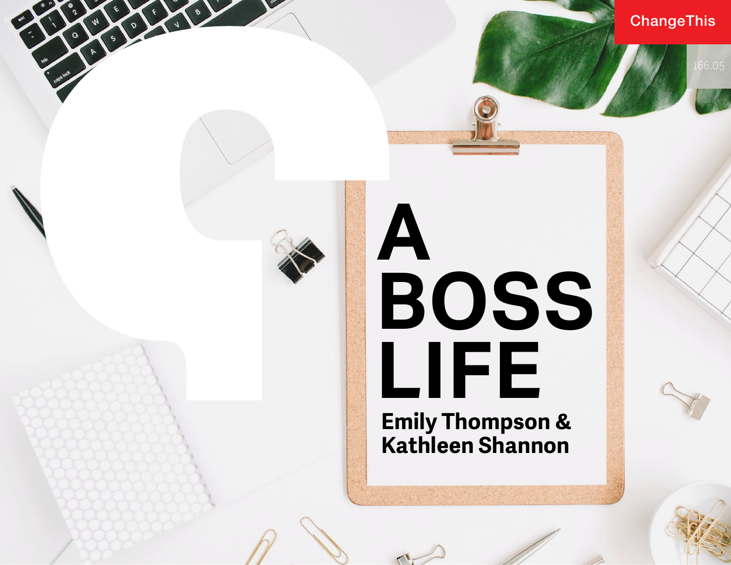ChangeThis

166.05

# A BOSS LIFE

**Emily Thompson & Kathleen Shannon**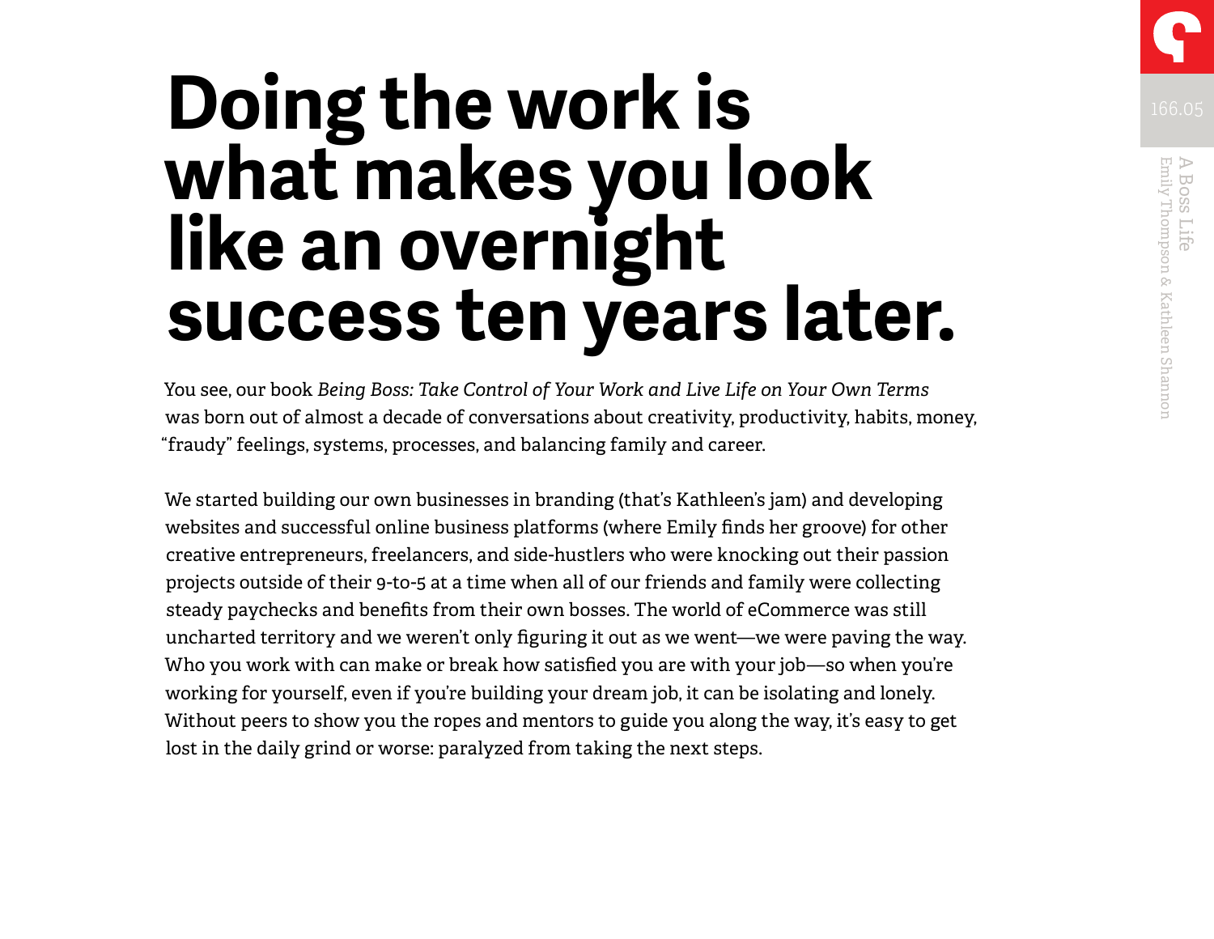# Doing the work is what makes you look like an overnight success ten years later.

You see, our book *Being Boss: Take Control of Your Work and Live Life on Your Own Terms* was born out of almost a decade of conversations about creativity, productivity, habits, money, "fraudy" feelings, systems, processes, and balancing family and career.

We started building our own businesses in branding (that's Kathleen's jam) and developing websites and successful online business platforms (where Emily finds her groove) for other creative entrepreneurs, freelancers, and side-hustlers who were knocking out their passion projects outside of their 9-to-5 at a time when all of our friends and family were collecting steady paychecks and benefits from their own bosses. The world of eCommerce was still uncharted territory and we weren't only figuring it out as we went—we were paving the way. Who you work with can make or break how satisfied you are with your job—so when you're working for yourself, even if you're building your dream job, it can be isolating and lonely. Without peers to show you the ropes and mentors to guide you along the way, it's easy to get lost in the daily grind or worse: paralyzed from taking the next steps.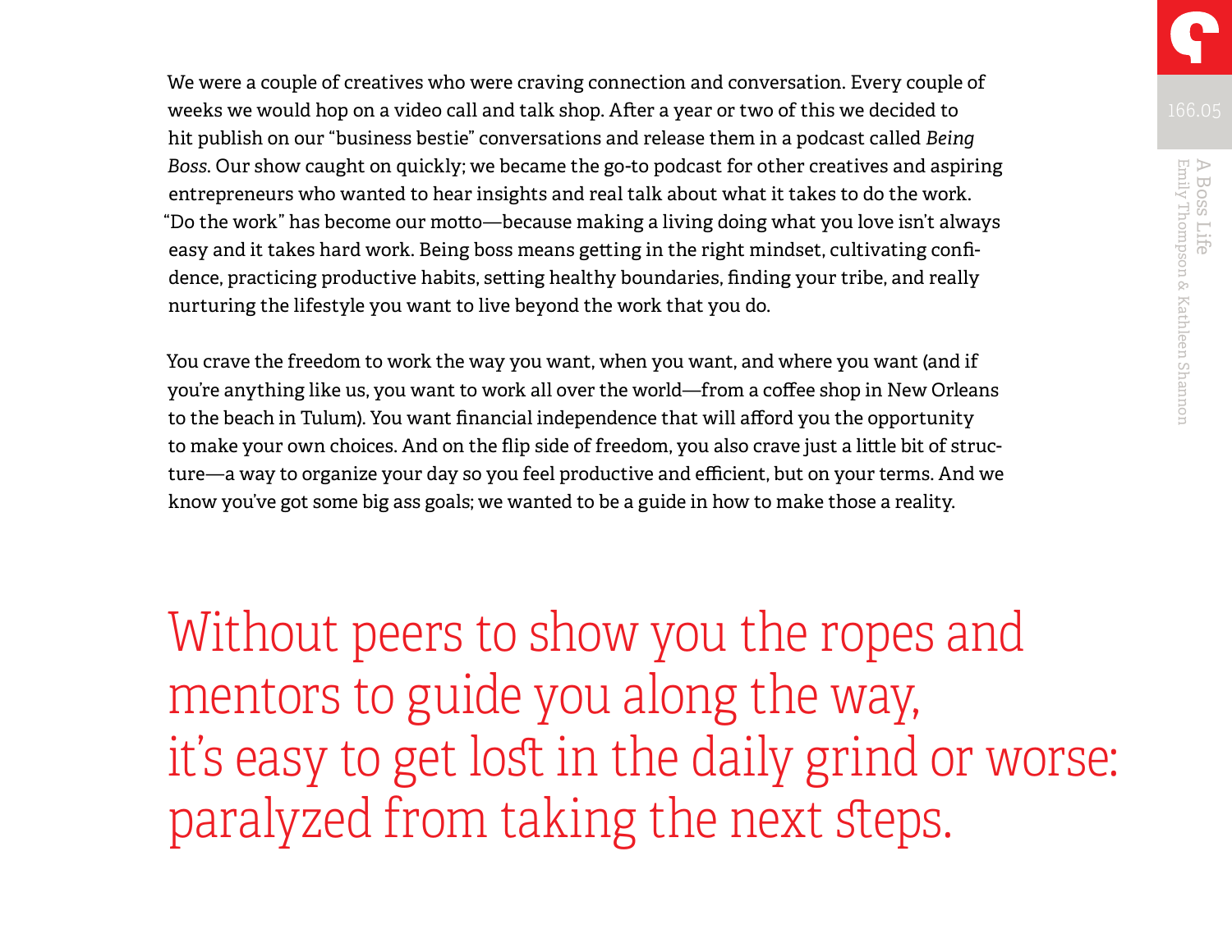We were a couple of creatives who were craving connection and conversation. Every couple of weeks we would hop on a video call and talk shop. After a year or two of this we decided to hit publish on our "business bestie" conversations and release them in a podcast called *Being Boss*. Our show caught on quickly; we became the go-to podcast for other creatives and aspiring entrepreneurs who wanted to hear insights and real talk about what it takes to do the work. "Do the work" has become our motto—because making a living doing what you love isn't always easy and it takes hard work. Being boss means getting in the right mindset, cultivating confidence, practicing productive habits, setting healthy boundaries, finding your tribe, and really nurturing the lifestyle you want to live beyond the work that you do.

You crave the freedom to work the way you want, when you want, and where you want (and if you're anything like us, you want to work all over the world—from a coffee shop in New Orleans to the beach in Tulum). You want financial independence that will afford you the opportunity to make your own choices. And on the flip side of freedom, you also crave just a little bit of structure—a way to organize your day so you feel productive and efficient, but on your terms. And we know you've got some big ass goals; we wanted to be a guide in how to make those a reality.

> Without peers to show you the ropes and mentors to guide you along the way, it's easy to get lost in the daily grind or worse: paralyzed from taking the next steps.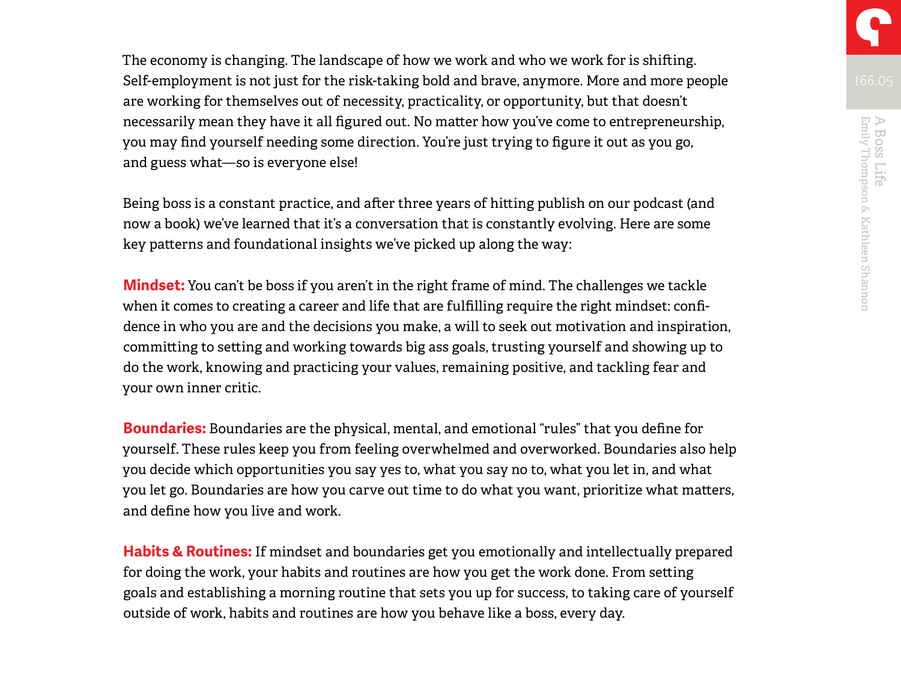The economy is changing. The landscape of how we work and who we work for is shifting. Self-employment is not just for the risk-taking bold and brave, anymore. More and more people are working for themselves out of necessity, practicality, or opportunity, but that doesn't necessarily mean they have it all figured out. No matter how you've come to entrepreneurship, you may find yourself needing some direction. You're just trying to figure it out as you go, and guess what—so is everyone else!

Being boss is a constant practice, and after three years of hitting publish on our podcast (and now a book) we've learned that it's a conversation that is constantly evolving. Here are some key patterns and foundational insights we've picked up along the way:

**Mindset:** You can't be boss if you aren't in the right frame of mind. The challenges we tackle when it comes to creating a career and life that are fulfilling require the right mindset: confidence in who you are and the decisions you make, a will to seek out motivation and inspiration, committing to setting and working towards big ass goals, trusting yourself and showing up to do the work, knowing and practicing your values, remaining positive, and tackling fear and your own inner critic.

**Boundaries:** Boundaries are the physical, mental, and emotional "rules" that you define for yourself. These rules keep you from feeling overwhelmed and overworked. Boundaries also help you decide which opportunities you say yes to, what you say no to, what you let in, and what you let go. Boundaries are how you carve out time to do what you want, prioritize what matters, and define how you live and work.

**Habits & Routines:** If mindset and boundaries get you emotionally and intellectually prepared for doing the work, your habits and routines are how you get the work done. From setting goals and establishing a morning routine that sets you up for success, to taking care of yourself outside of work, habits and routines are how you behave like a boss, every day.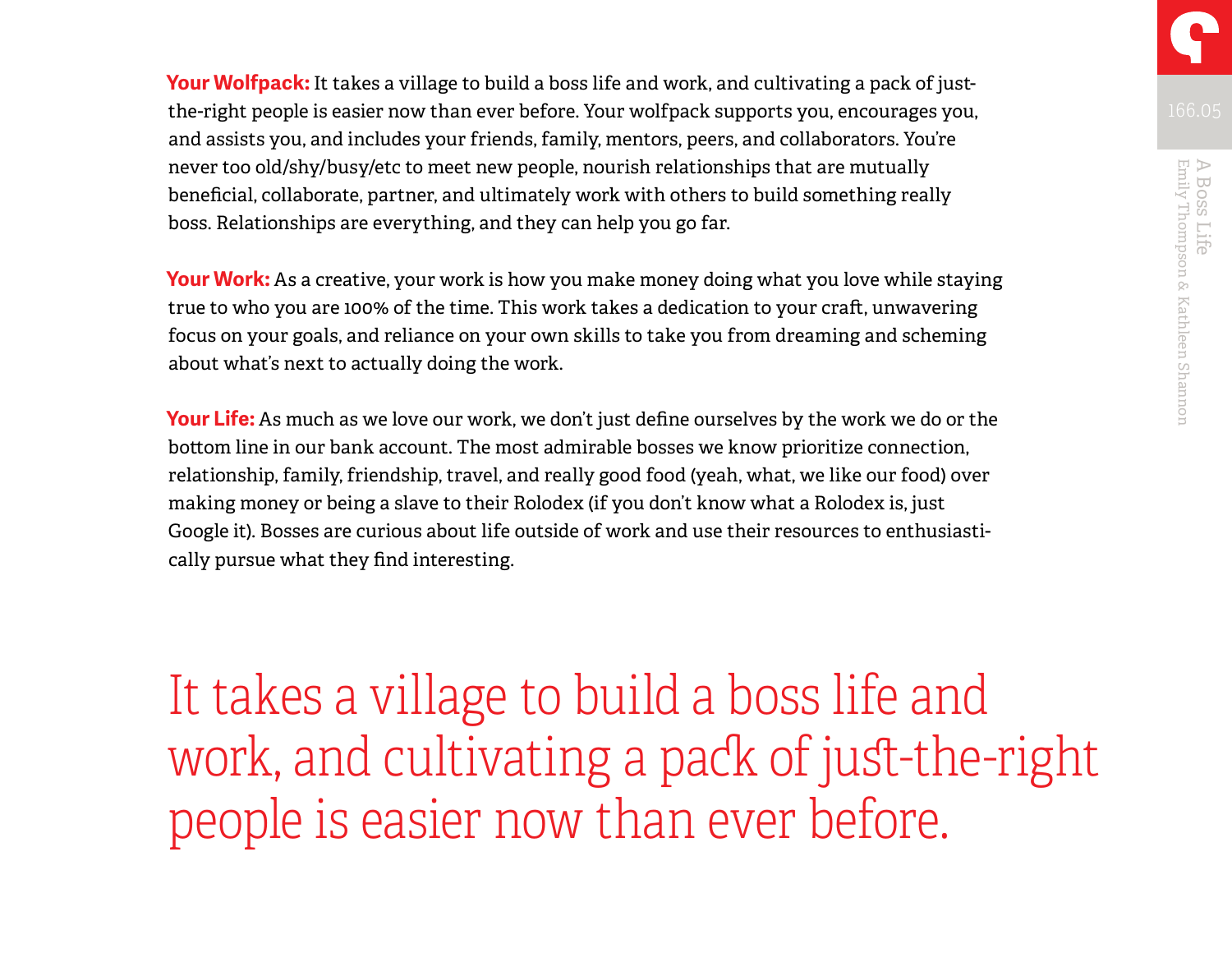**Your Wolfpack:** It takes a village to build a boss life and work, and cultivating a pack of just-the-right people is easier now than ever before. Your wolfpack supports you, encourages you, and assists you, and includes your friends, family, mentors, peers, and collaborators. You're never too old/shy/busy/etc to meet new people, nourish relationships that are mutually beneficial, collaborate, partner, and ultimately work with others to build something really boss. Relationships are everything, and they can help you go far.

**Your Work:** As a creative, your work is how you make money doing what you love while staying true to who you are 100% of the time. This work takes a dedication to your craft, unwavering focus on your goals, and reliance on your own skills to take you from dreaming and scheming about what's next to actually doing the work.

**Your Life:** As much as we love our work, we don't just define ourselves by the work we do or the bottom line in our bank account. The most admirable bosses we know prioritize connection, relationship, family, friendship, travel, and really good food (yeah, what, we like our food) over making money or being a slave to their Rolodex (if you don't know what a Rolodex is, just Google it). Bosses are curious about life outside of work and use their resources to enthusiastically pursue what they find interesting.

> It takes a village to build a boss life and work, and cultivating a pack of just-the-right people is easier now than ever before.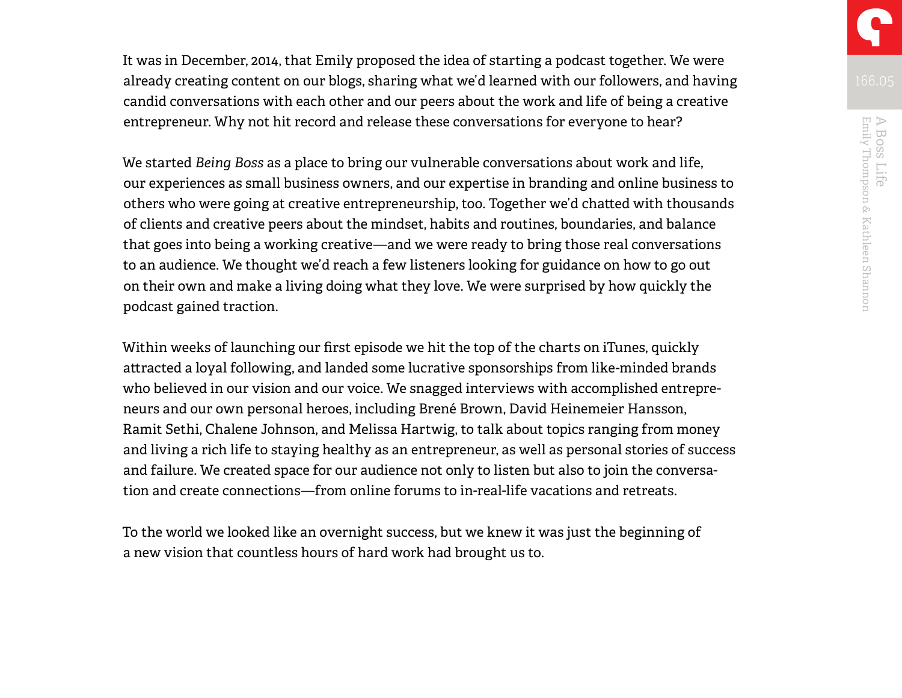It was in December, 2014, that Emily proposed the idea of starting a podcast together. We were already creating content on our blogs, sharing what we'd learned with our followers, and having candid conversations with each other and our peers about the work and life of being a creative entrepreneur. Why not hit record and release these conversations for everyone to hear?

We started *Being Boss* as a place to bring our vulnerable conversations about work and life, our experiences as small business owners, and our expertise in branding and online business to others who were going at creative entrepreneurship, too. Together we'd chatted with thousands of clients and creative peers about the mindset, habits and routines, boundaries, and balance that goes into being a working creative—and we were ready to bring those real conversations to an audience. We thought we'd reach a few listeners looking for guidance on how to go out on their own and make a living doing what they love. We were surprised by how quickly the podcast gained traction.

Within weeks of launching our first episode we hit the top of the charts on iTunes, quickly attracted a loyal following, and landed some lucrative sponsorships from like-minded brands who believed in our vision and our voice. We snagged interviews with accomplished entrepreneurs and our own personal heroes, including Brené Brown, David Heinemeier Hansson, Ramit Sethi, Chalene Johnson, and Melissa Hartwig, to talk about topics ranging from money and living a rich life to staying healthy as an entrepreneur, as well as personal stories of success and failure. We created space for our audience not only to listen but also to join the conversation and create connections—from online forums to in-real-life vacations and retreats.

To the world we looked like an overnight success, but we knew it was just the beginning of a new vision that countless hours of hard work had brought us to.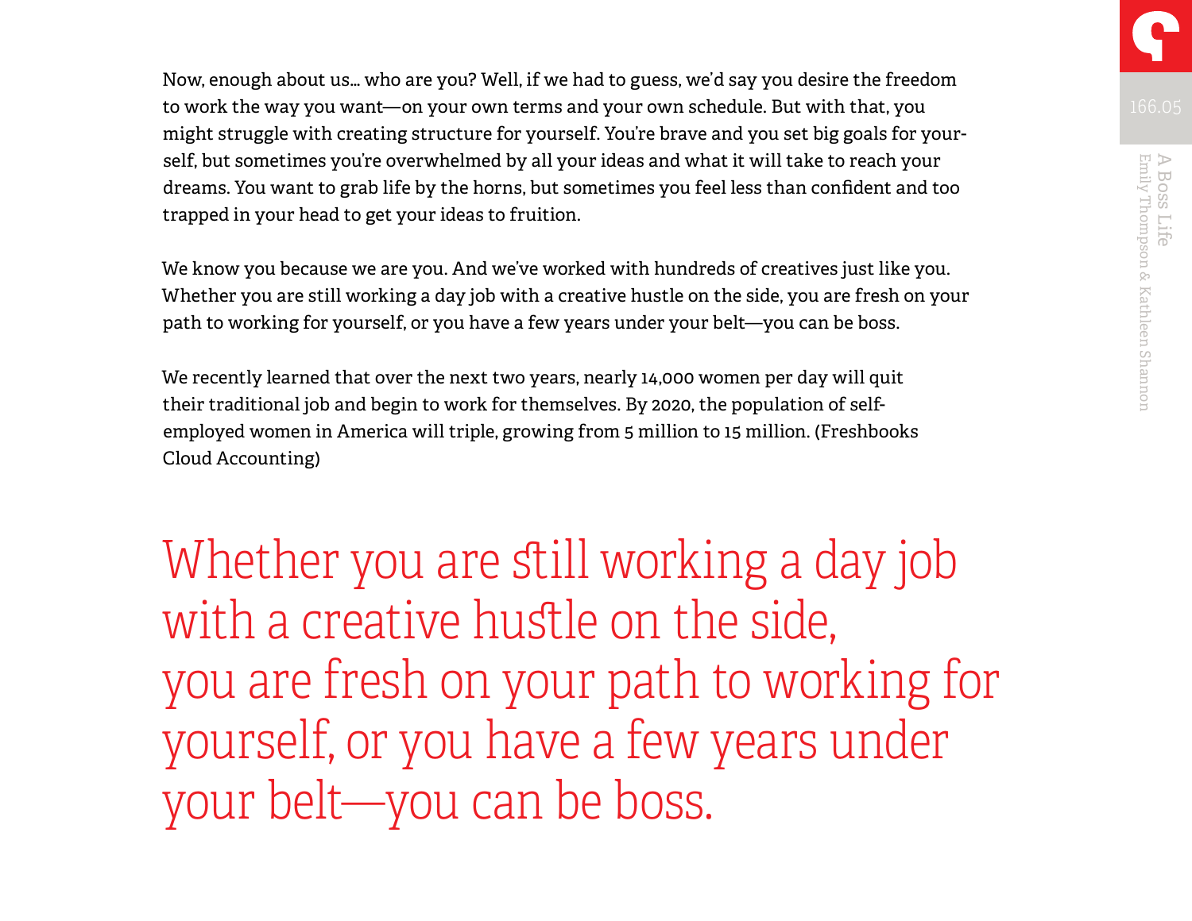Now, enough about us… who are you? Well, if we had to guess, we'd say you desire the freedom to work the way you want—on your own terms and your own schedule. But with that, you might struggle with creating structure for yourself. You're brave and you set big goals for yourself, but sometimes you're overwhelmed by all your ideas and what it will take to reach your dreams. You want to grab life by the horns, but sometimes you feel less than confident and too trapped in your head to get your ideas to fruition.

We know you because we are you. And we've worked with hundreds of creatives just like you. Whether you are still working a day job with a creative hustle on the side, you are fresh on your path to working for yourself, or you have a few years under your belt—you can be boss.

We recently learned that over the next two years, nearly 14,000 women per day will quit their traditional job and begin to work for themselves. By 2020, the population of self-employed women in America will triple, growing from 5 million to 15 million. (Freshbooks Cloud Accounting)

> Whether you are still working a day job with a creative hustle on the side, you are fresh on your path to working for yourself, or you have a few years under your belt—you can be boss.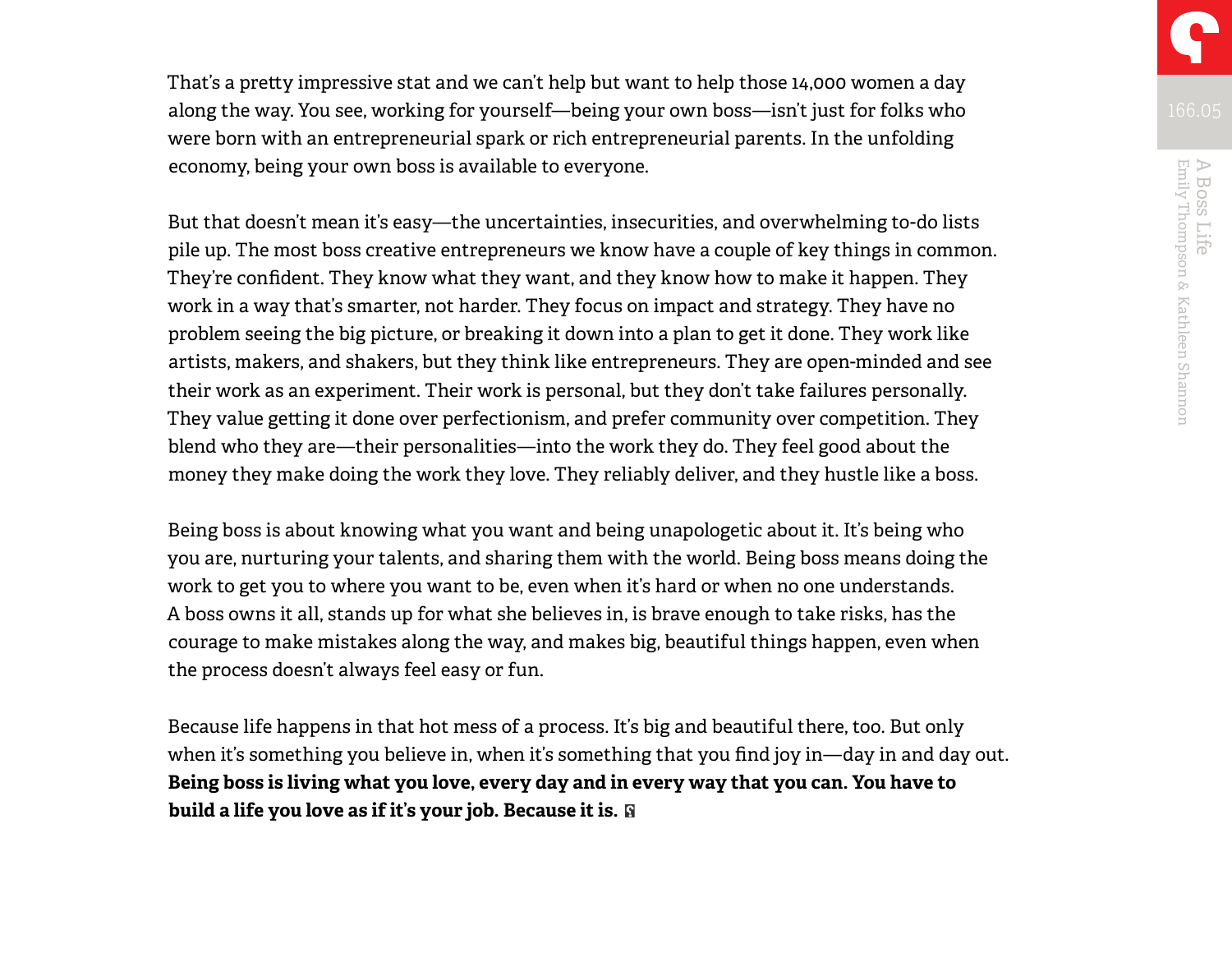That's a pretty impressive stat and we can't help but want to help those 14,000 women a day along the way. You see, working for yourself—being your own boss—isn't just for folks who were born with an entrepreneurial spark or rich entrepreneurial parents. In the unfolding economy, being your own boss is available to everyone.

But that doesn't mean it's easy—the uncertainties, insecurities, and overwhelming to-do lists pile up. The most boss creative entrepreneurs we know have a couple of key things in common. They're confident. They know what they want, and they know how to make it happen. They work in a way that's smarter, not harder. They focus on impact and strategy. They have no problem seeing the big picture, or breaking it down into a plan to get it done. They work like artists, makers, and shakers, but they think like entrepreneurs. They are open-minded and see their work as an experiment. Their work is personal, but they don't take failures personally. They value getting it done over perfectionism, and prefer community over competition. They blend who they are—their personalities—into the work they do. They feel good about the money they make doing the work they love. They reliably deliver, and they hustle like a boss.

Being boss is about knowing what you want and being unapologetic about it. It's being who you are, nurturing your talents, and sharing them with the world. Being boss means doing the work to get you to where you want to be, even when it's hard or when no one understands. A boss owns it all, stands up for what she believes in, is brave enough to take risks, has the courage to make mistakes along the way, and makes big, beautiful things happen, even when the process doesn't always feel easy or fun.

Because life happens in that hot mess of a process. It's big and beautiful there, too. But only when it's something you believe in, when it's something that you find joy in—day in and day out. **Being boss is living what you love, every day and in every way that you can. You have to build a life you love as if it's your job. Because it is.**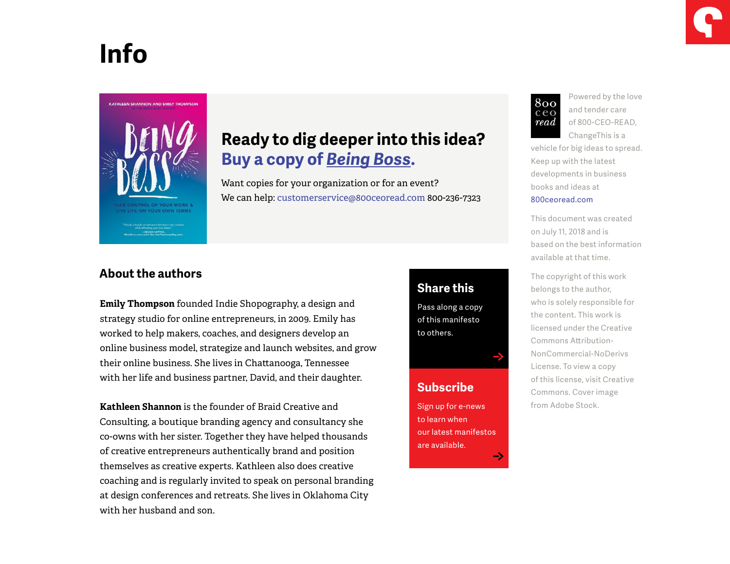# Info

## Ready to dig deeper into this idea?

## Buy a copy of *Being Boss*.

Want copies for your organization or for an event?
We can help: customerservice@800ceoread.com 800-236-7323

### About the authors

**Emily Thompson** founded Indie Shopography, a design and strategy studio for online entrepreneurs, in 2009. Emily has worked to help makers, coaches, and designers develop an online business model, strategize and launch websites, and grow their online business. She lives in Chattanooga, Tennessee with her life and business partner, David, and their daughter.

**Kathleen Shannon** is the founder of Braid Creative and Consulting, a boutique branding agency and consultancy she co-owns with her sister. Together they have helped thousands of creative entrepreneurs authentically brand and position themselves as creative experts. Kathleen also does creative coaching and is regularly invited to speak on personal branding at design conferences and retreats. She lives in Oklahoma City with her husband and son.

### Share this

Pass along a copy of this manifesto to others.

### Subscribe

Sign up for e-news to learn when our latest manifestos are available.

Powered by the love and tender care of 800-CEO-READ, ChangeThis is a vehicle for big ideas to spread. Keep up with the latest developments in business books and ideas at 800ceoread.com

This document was created on July 11, 2018 and is based on the best information available at that time.

The copyright of this work belongs to the author, who is solely responsible for the content. This work is licensed under the Creative Commons Attribution-NonCommercial-NoDerivs License. To view a copy of this license, visit Creative Commons. Cover image from Adobe Stock.